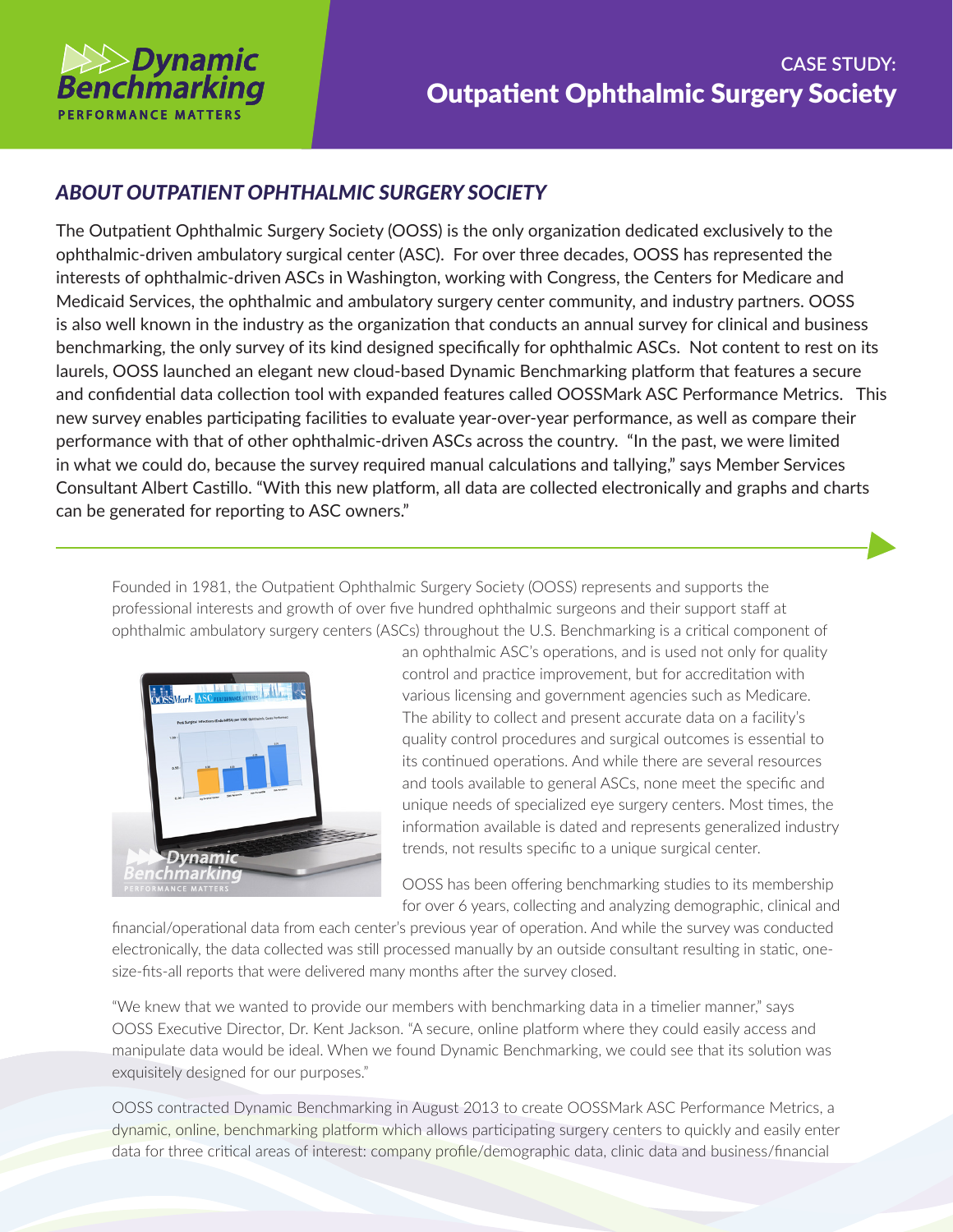# CASE STUDY: Outpatient Ophthalmic Surgery Society

## *ABOUT OUTPATIENT OPHTHALMIC SURGERY SOCIETY*

The Outpatient Ophthalmic Surgery Society (OOSS) is the only organization dedicated exclusively to the ophthalmic-driven ambulatory surgical center (ASC). For over three decades, OOSS has represented the interests of ophthalmic-driven ASCs in Washington, working with Congress, the Centers for Medicare and Medicaid Services, the ophthalmic and ambulatory surgery center community, and industry partners. OOSS is also well known in the industry as the organization that conducts an annual survey for clinical and business benchmarking, the only survey of its kind designed specifically for ophthalmic ASCs. Not content to rest on its laurels, OOSS launched an elegant new cloud-based Dynamic Benchmarking platform that features a secure and confidential data collection tool with expanded features called OOSSMark ASC Performance Metrics. This new survey enables participating facilities to evaluate year-over-year performance, as well as compare their performance with that of other ophthalmic-driven ASCs across the country. "In the past, we were limited in what we could do, because the survey required manual calculations and tallying," says Member Services Consultant Albert Castillo. "With this new platform, all data are collected electronically and graphs and charts can be generated for reporting to ASC owners."

---

Founded in 1981, the Outpatient Ophthalmic Surgery Society (OOSS) represents and supports the professional interests and growth of over five hundred ophthalmic surgeons and their support staff at ophthalmic ambulatory surgery centers (ASCs) throughout the U.S. Benchmarking is a critical component of an ophthalmic ASC's operations, and is used not only for quality control and practice improvement, but for accreditation with various licensing and government agencies such as Medicare. The ability to collect and present accurate data on a facility's quality control procedures and surgical outcomes is essential to its continued operations. And while there are several resources and tools available to general ASCs, none meet the specific and unique needs of specialized eye surgery centers. Most times, the information available is dated and represents generalized industry trends, not results specific to a unique surgical center.

OOSS has been offering benchmarking studies to its membership for over 6 years, collecting and analyzing demographic, clinical and financial/operational data from each center's previous year of operation. And while the survey was conducted electronically, the data collected was still processed manually by an outside consultant resulting in static, one-size-fits-all reports that were delivered many months after the survey closed.

"We knew that we wanted to provide our members with benchmarking data in a timelier manner," says OOSS Executive Director, Dr. Kent Jackson. "A secure, online platform where they could easily access and manipulate data would be ideal. When we found Dynamic Benchmarking, we could see that its solution was exquisitely designed for our purposes."

OOSS contracted Dynamic Benchmarking in August 2013 to create OOSSMark ASC Performance Metrics, a dynamic, online, benchmarking platform which allows participating surgery centers to quickly and easily enter data for three critical areas of interest: company profile/demographic data, clinic data and business/financial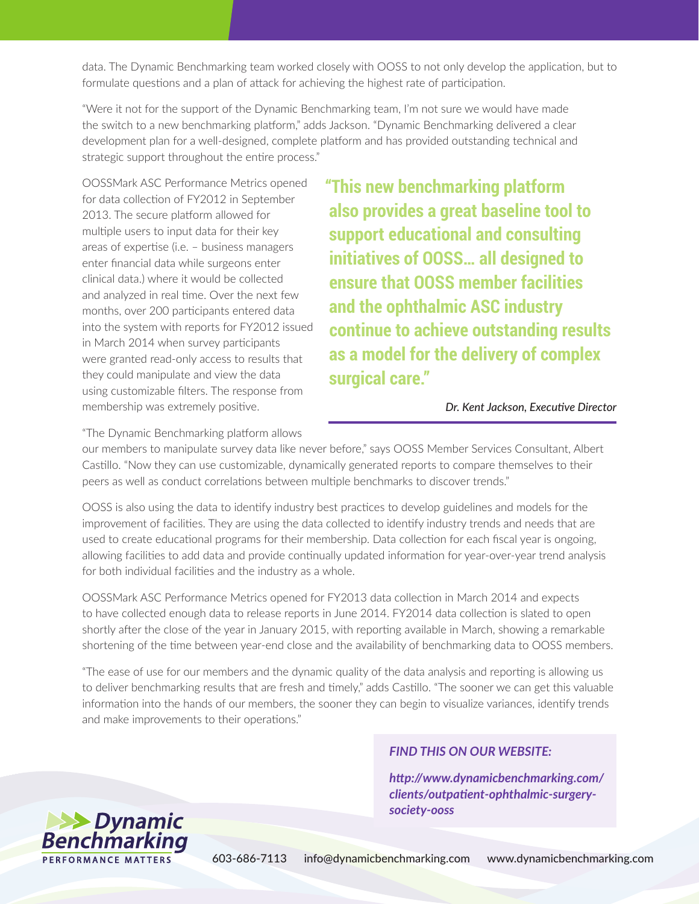data. The Dynamic Benchmarking team worked closely with OOSS to not only develop the application, but to formulate questions and a plan of attack for achieving the highest rate of participation.

"Were it not for the support of the Dynamic Benchmarking team, I'm not sure we would have made the switch to a new benchmarking platform," adds Jackson. "Dynamic Benchmarking delivered a clear development plan for a well-designed, complete platform and has provided outstanding technical and strategic support throughout the entire process."

OOSSMark ASC Performance Metrics opened for data collection of FY2012 in September 2013. The secure platform allowed for multiple users to input data for their key areas of expertise (i.e. – business managers enter financial data while surgeons enter clinical data.) where it would be collected and analyzed in real time. Over the next few months, over 200 participants entered data into the system with reports for FY2012 issued in March 2014 when survey participants were granted read-only access to results that they could manipulate and view the data using customizable filters. The response from membership was extremely positive.

> **"This new benchmarking platform also provides a great baseline tool to support educational and consulting initiatives of OOSS… all designed to ensure that OOSS member facilities and the ophthalmic ASC industry continue to achieve outstanding results as a model for the delivery of complex surgical care."**
>
> *Dr. Kent Jackson, Executive Director*

"The Dynamic Benchmarking platform allows our members to manipulate survey data like never before," says OOSS Member Services Consultant, Albert Castillo. "Now they can use customizable, dynamically generated reports to compare themselves to their peers as well as conduct correlations between multiple benchmarks to discover trends."

OOSS is also using the data to identify industry best practices to develop guidelines and models for the improvement of facilities. They are using the data collected to identify industry trends and needs that are used to create educational programs for their membership. Data collection for each fiscal year is ongoing, allowing facilities to add data and provide continually updated information for year-over-year trend analysis for both individual facilities and the industry as a whole.

OOSSMark ASC Performance Metrics opened for FY2013 data collection in March 2014 and expects to have collected enough data to release reports in June 2014. FY2014 data collection is slated to open shortly after the close of the year in January 2015, with reporting available in March, showing a remarkable shortening of the time between year-end close and the availability of benchmarking data to OOSS members.

"The ease of use for our members and the dynamic quality of the data analysis and reporting is allowing us to deliver benchmarking results that are fresh and timely," adds Castillo. "The sooner we can get this valuable information into the hands of our members, the sooner they can begin to visualize variances, identify trends and make improvements to their operations."

***FIND THIS ON OUR WEBSITE:***

***http://www.dynamicbenchmarking.com/clients/outpatient-ophthalmic-surgery-society-ooss***

Dynamic Benchmarking
PERFORMANCE MATTERS

603-686-7113 info@dynamicbenchmarking.com www.dynamicbenchmarking.com